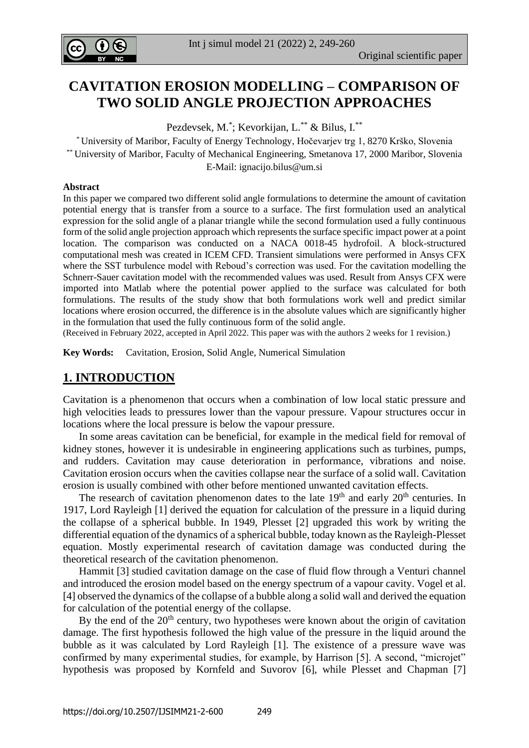# CAVITATION EROSION MODELLING – COMPARISON OF TWO SOLID ANGLE PROJECTION APPROACHES

Pezdevsek, M.[*]; Kevorkijan, L.[**] & Bilus, I.[**]

[*] University of Maribor, Faculty of Energy Technology, Hočevarjev trg 1, 8270 Krško, Slovenia
[**] University of Maribor, Faculty of Mechanical Engineering, Smetanova 17, 2000 Maribor, Slovenia
E-Mail: ignacijo.bilus@um.si

**Abstract**

In this paper we compared two different solid angle formulations to determine the amount of cavitation potential energy that is transfer from a source to a surface. The first formulation used an analytical expression for the solid angle of a planar triangle while the second formulation used a fully continuous form of the solid angle projection approach which represents the surface specific impact power at a point location. The comparison was conducted on a NACA 0018-45 hydrofoil. A block-structured computational mesh was created in ICEM CFD. Transient simulations were performed in Ansys CFX where the SST turbulence model with Reboud's correction was used. For the cavitation modelling the Schnerr-Sauer cavitation model with the recommended values was used. Result from Ansys CFX were imported into Matlab where the potential power applied to the surface was calculated for both formulations. The results of the study show that both formulations work well and predict similar locations where erosion occurred, the difference is in the absolute values which are significantly higher in the formulation that used the fully continuous form of the solid angle.

(Received in February 2022, accepted in April 2022. This paper was with the authors 2 weeks for 1 revision.)

**Key Words:** Cavitation, Erosion, Solid Angle, Numerical Simulation

## 1. INTRODUCTION

Cavitation is a phenomenon that occurs when a combination of low local static pressure and high velocities leads to pressures lower than the vapour pressure. Vapour structures occur in locations where the local pressure is below the vapour pressure.

In some areas cavitation can be beneficial, for example in the medical field for removal of kidney stones, however it is undesirable in engineering applications such as turbines, pumps, and rudders. Cavitation may cause deterioration in performance, vibrations and noise. Cavitation erosion occurs when the cavities collapse near the surface of a solid wall. Cavitation erosion is usually combined with other before mentioned unwanted cavitation effects.

The research of cavitation phenomenon dates to the late 19th and early 20th centuries. In 1917, Lord Rayleigh [1] derived the equation for calculation of the pressure in a liquid during the collapse of a spherical bubble. In 1949, Plesset [2] upgraded this work by writing the differential equation of the dynamics of a spherical bubble, today known as the Rayleigh-Plesset equation. Mostly experimental research of cavitation damage was conducted during the theoretical research of the cavitation phenomenon.

Hammit [3] studied cavitation damage on the case of fluid flow through a Venturi channel and introduced the erosion model based on the energy spectrum of a vapour cavity. Vogel et al. [4] observed the dynamics of the collapse of a bubble along a solid wall and derived the equation for calculation of the potential energy of the collapse.

By the end of the 20th century, two hypotheses were known about the origin of cavitation damage. The first hypothesis followed the high value of the pressure in the liquid around the bubble as it was calculated by Lord Rayleigh [1]. The existence of a pressure wave was confirmed by many experimental studies, for example, by Harrison [5]. A second, "microjet" hypothesis was proposed by Kornfeld and Suvorov [6], while Plesset and Chapman [7]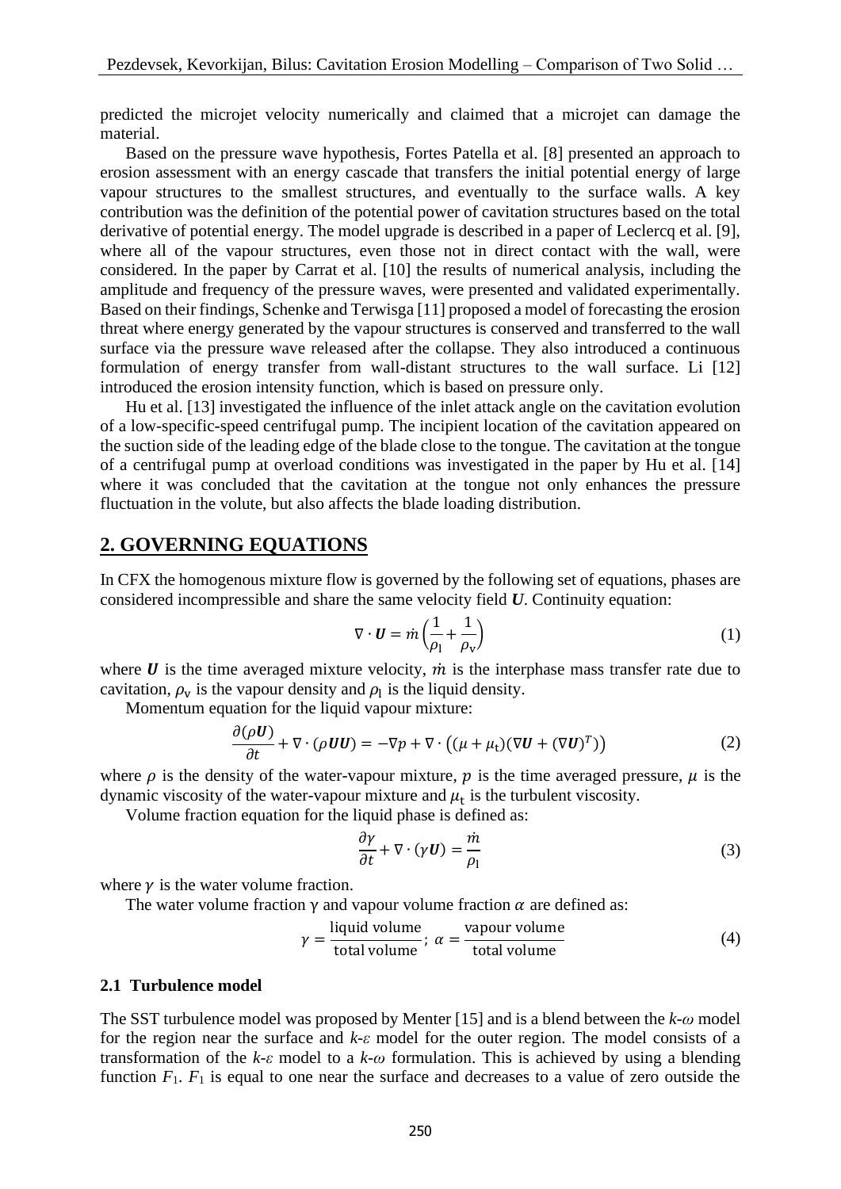predicted the microjet velocity numerically and claimed that a microjet can damage the material.

Based on the pressure wave hypothesis, Fortes Patella et al. [8] presented an approach to erosion assessment with an energy cascade that transfers the initial potential energy of large vapour structures to the smallest structures, and eventually to the surface walls. A key contribution was the definition of the potential power of cavitation structures based on the total derivative of potential energy. The model upgrade is described in a paper of Leclercq et al. [9], where all of the vapour structures, even those not in direct contact with the wall, were considered. In the paper by Carrat et al. [10] the results of numerical analysis, including the amplitude and frequency of the pressure waves, were presented and validated experimentally. Based on their findings, Schenke and Terwisga [11] proposed a model of forecasting the erosion threat where energy generated by the vapour structures is conserved and transferred to the wall surface via the pressure wave released after the collapse. They also introduced a continuous formulation of energy transfer from wall-distant structures to the wall surface. Li [12] introduced the erosion intensity function, which is based on pressure only.

Hu et al. [13] investigated the influence of the inlet attack angle on the cavitation evolution of a low-specific-speed centrifugal pump. The incipient location of the cavitation appeared on the suction side of the leading edge of the blade close to the tongue. The cavitation at the tongue of a centrifugal pump at overload conditions was investigated in the paper by Hu et al. [14] where it was concluded that the cavitation at the tongue not only enhances the pressure fluctuation in the volute, but also affects the blade loading distribution.

## 2. GOVERNING EQUATIONS

In CFX the homogenous mixture flow is governed by the following set of equations, phases are considered incompressible and share the same velocity field $\boldsymbol{U}$. Continuity equation:

$$\nabla \cdot \boldsymbol{U} = \dot{m}\left(\frac{1}{\rho_{\mathrm{l}}} + \frac{1}{\rho_{\mathrm{v}}}\right) \tag{1}$$

where $\boldsymbol{U}$ is the time averaged mixture velocity, $\dot{m}$ is the interphase mass transfer rate due to cavitation, $\rho_{\mathrm{v}}$ is the vapour density and $\rho_{\mathrm{l}}$ is the liquid density.

Momentum equation for the liquid vapour mixture:

$$\frac{\partial(\rho \boldsymbol{U})}{\partial t} + \nabla \cdot (\rho \boldsymbol{U}\boldsymbol{U}) = -\nabla p + \nabla \cdot \left((\mu + \mu_{\mathrm{t}})(\nabla \boldsymbol{U} + (\nabla \boldsymbol{U})^{T})\right) \tag{2}$$

where $\rho$ is the density of the water-vapour mixture, $p$ is the time averaged pressure, $\mu$ is the dynamic viscosity of the water-vapour mixture and $\mu_{\mathrm{t}}$ is the turbulent viscosity.

Volume fraction equation for the liquid phase is defined as:

$$\frac{\partial \gamma}{\partial t} + \nabla \cdot (\gamma \boldsymbol{U}) = \frac{\dot{m}}{\rho_{\mathrm{l}}} \tag{3}$$

where $\gamma$ is the water volume fraction.

The water volume fraction $\gamma$ and vapour volume fraction $\alpha$ are defined as:

$$\gamma = \frac{\text{liquid volume}}{\text{total volume}};\ \alpha = \frac{\text{vapour volume}}{\text{total volume}} \tag{4}$$

### 2.1 Turbulence model

The SST turbulence model was proposed by Menter [15] and is a blend between the *k-ω* model for the region near the surface and *k-ε* model for the outer region. The model consists of a transformation of the *k-ε* model to a *k-ω* formulation. This is achieved by using a blending function $F_1$. $F_1$ is equal to one near the surface and decreases to a value of zero outside the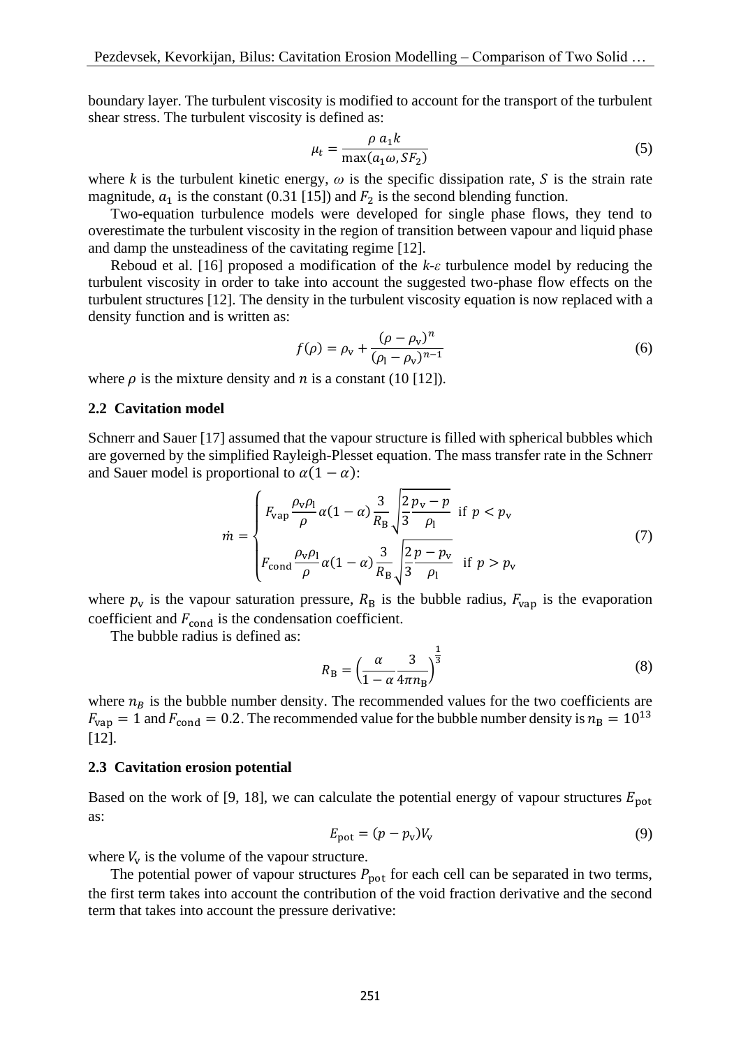boundary layer. The turbulent viscosity is modified to account for the transport of the turbulent shear stress. The turbulent viscosity is defined as:

$$\mu_t = \frac{\rho\, a_1 k}{\max(a_1 \omega, S F_2)} \tag{5}$$

where $k$ is the turbulent kinetic energy, $\omega$ is the specific dissipation rate, $S$ is the strain rate magnitude, $a_1$ is the constant (0.31 [15]) and $F_2$ is the second blending function.

Two-equation turbulence models were developed for single phase flows, they tend to overestimate the turbulent viscosity in the region of transition between vapour and liquid phase and damp the unsteadiness of the cavitating regime [12].

Reboud et al. [16] proposed a modification of the $k$-$\varepsilon$ turbulence model by reducing the turbulent viscosity in order to take into account the suggested two-phase flow effects on the turbulent structures [12]. The density in the turbulent viscosity equation is now replaced with a density function and is written as:

$$f(\rho) = \rho_\mathrm{v} + \frac{(\rho - \rho_\mathrm{v})^n}{(\rho_\mathrm{l} - \rho_\mathrm{v})^{n-1}} \tag{6}$$

where $\rho$ is the mixture density and $n$ is a constant (10 [12]).

### 2.2 Cavitation model

Schnerr and Sauer [17] assumed that the vapour structure is filled with spherical bubbles which are governed by the simplified Rayleigh-Plesset equation. The mass transfer rate in the Schnerr and Sauer model is proportional to $\alpha(1-\alpha)$:

$$\dot{m} = \begin{cases} F_\mathrm{vap} \dfrac{\rho_\mathrm{v}\rho_\mathrm{l}}{\rho} \alpha(1-\alpha) \dfrac{3}{R_\mathrm{B}} \sqrt{\dfrac{2}{3}\dfrac{p_\mathrm{v} - p}{\rho_\mathrm{l}}} & \text{if } p < p_\mathrm{v} \\[2ex] F_\mathrm{cond} \dfrac{\rho_\mathrm{v}\rho_\mathrm{l}}{\rho} \alpha(1-\alpha) \dfrac{3}{R_\mathrm{B}} \sqrt{\dfrac{2}{3}\dfrac{p - p_\mathrm{v}}{\rho_\mathrm{l}}} & \text{if } p > p_\mathrm{v} \end{cases} \tag{7}$$

where $p_\mathrm{v}$ is the vapour saturation pressure, $R_\mathrm{B}$ is the bubble radius, $F_\mathrm{vap}$ is the evaporation coefficient and $F_\mathrm{cond}$ is the condensation coefficient.

The bubble radius is defined as:

$$R_\mathrm{B} = \left(\frac{\alpha}{1-\alpha}\frac{3}{4\pi n_\mathrm{B}}\right)^{\frac{1}{3}} \tag{8}$$

where $n_B$ is the bubble number density. The recommended values for the two coefficients are $F_\mathrm{vap} = 1$ and $F_\mathrm{cond} = 0.2$. The recommended value for the bubble number density is $n_\mathrm{B} = 10^{13}$ [12].

### 2.3 Cavitation erosion potential

Based on the work of [9, 18], we can calculate the potential energy of vapour structures $E_\mathrm{pot}$ as:

$$E_\mathrm{pot} = (p - p_\mathrm{v}) V_\mathrm{v} \tag{9}$$

where $V_\mathrm{v}$ is the volume of the vapour structure.

The potential power of vapour structures $P_\mathrm{pot}$ for each cell can be separated in two terms, the first term takes into account the contribution of the void fraction derivative and the second term that takes into account the pressure derivative: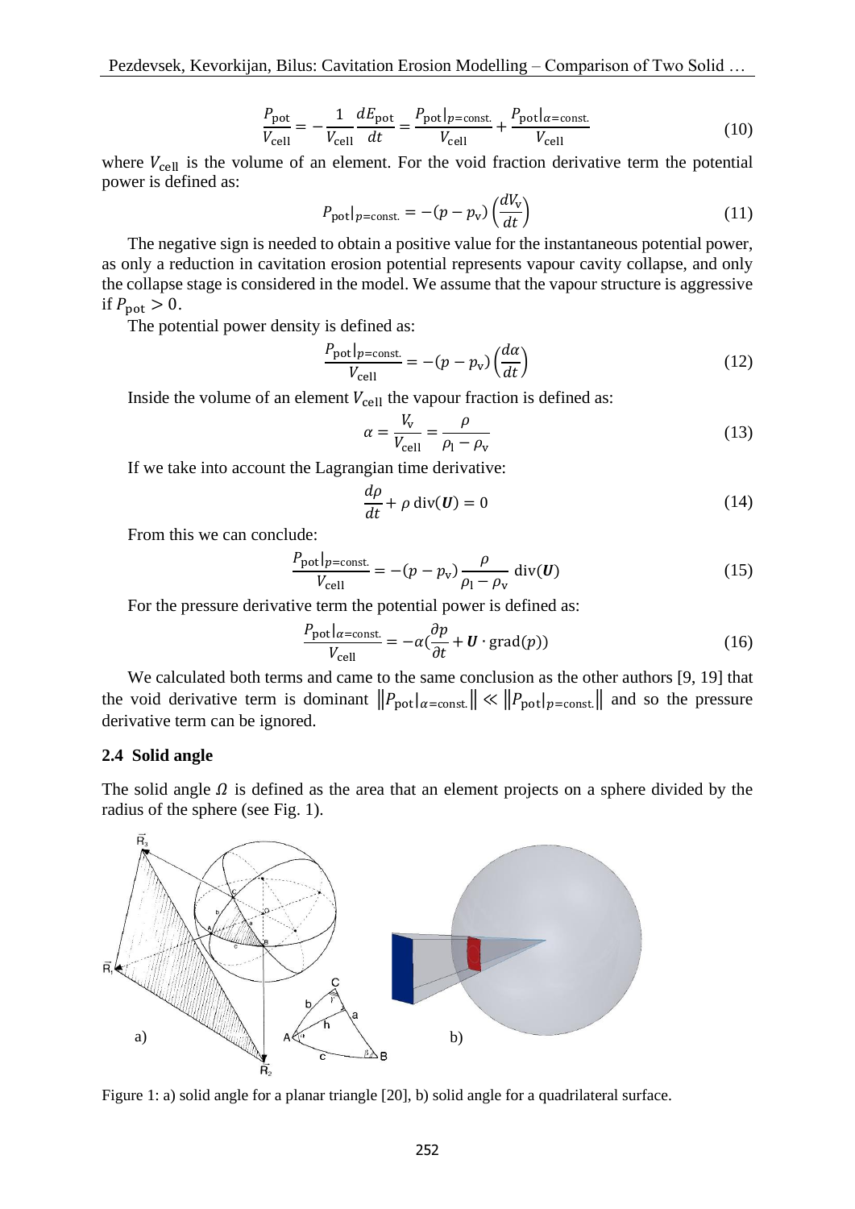$$\frac{P_{\text{pot}}}{V_{\text{cell}}} = -\frac{1}{V_{\text{cell}}}\frac{dE_{\text{pot}}}{dt} = \frac{P_{\text{pot}}|_{p=\text{const.}}}{V_{\text{cell}}} + \frac{P_{\text{pot}}|_{\alpha=\text{const.}}}{V_{\text{cell}}} \tag{10}$$

where $V_{\text{cell}}$ is the volume of an element. For the void fraction derivative term the potential power is defined as:

$$P_{\text{pot}}|_{p=\text{const.}} = -(p - p_{\text{v}})\left(\frac{dV_{\text{v}}}{dt}\right) \tag{11}$$

The negative sign is needed to obtain a positive value for the instantaneous potential power, as only a reduction in cavitation erosion potential represents vapour cavity collapse, and only the collapse stage is considered in the model. We assume that the vapour structure is aggressive if $P_{\text{pot}} > 0$.

The potential power density is defined as:

$$\frac{P_{\text{pot}}|_{p=\text{const.}}}{V_{\text{cell}}} = -(p - p_{\text{v}})\left(\frac{d\alpha}{dt}\right) \tag{12}$$

Inside the volume of an element $V_{\text{cell}}$ the vapour fraction is defined as:

$$\alpha = \frac{V_{\text{v}}}{V_{\text{cell}}} = \frac{\rho}{\rho_{\text{l}} - \rho_{\text{v}}} \tag{13}$$

If we take into account the Lagrangian time derivative:

$$\frac{d\rho}{dt} + \rho\,\text{div}(\boldsymbol{U}) = 0 \tag{14}$$

From this we can conclude:

$$\frac{P_{\text{pot}}|_{p=\text{const.}}}{V_{\text{cell}}} = -(p - p_{\text{v}})\frac{\rho}{\rho_{\text{l}} - \rho_{\text{v}}}\,\text{div}(\boldsymbol{U}) \tag{15}$$

For the pressure derivative term the potential power is defined as:

$$\frac{P_{\text{pot}}|_{\alpha=\text{const.}}}{V_{\text{cell}}} = -\alpha\left(\frac{\partial p}{\partial t} + \boldsymbol{U}\cdot\text{grad}(p)\right) \tag{16}$$

We calculated both terms and came to the same conclusion as the other authors [9, 19] that the void derivative term is dominant $\|P_{\text{pot}}|_{\alpha=\text{const.}}\| \ll \|P_{\text{pot}}|_{p=\text{const.}}\|$ and so the pressure derivative term can be ignored.

## 2.4 Solid angle

The solid angle $\Omega$ is defined as the area that an element projects on a sphere divided by the radius of the sphere (see Fig. 1).

Figure 1: a) solid angle for a planar triangle [20], b) solid angle for a quadrilateral surface.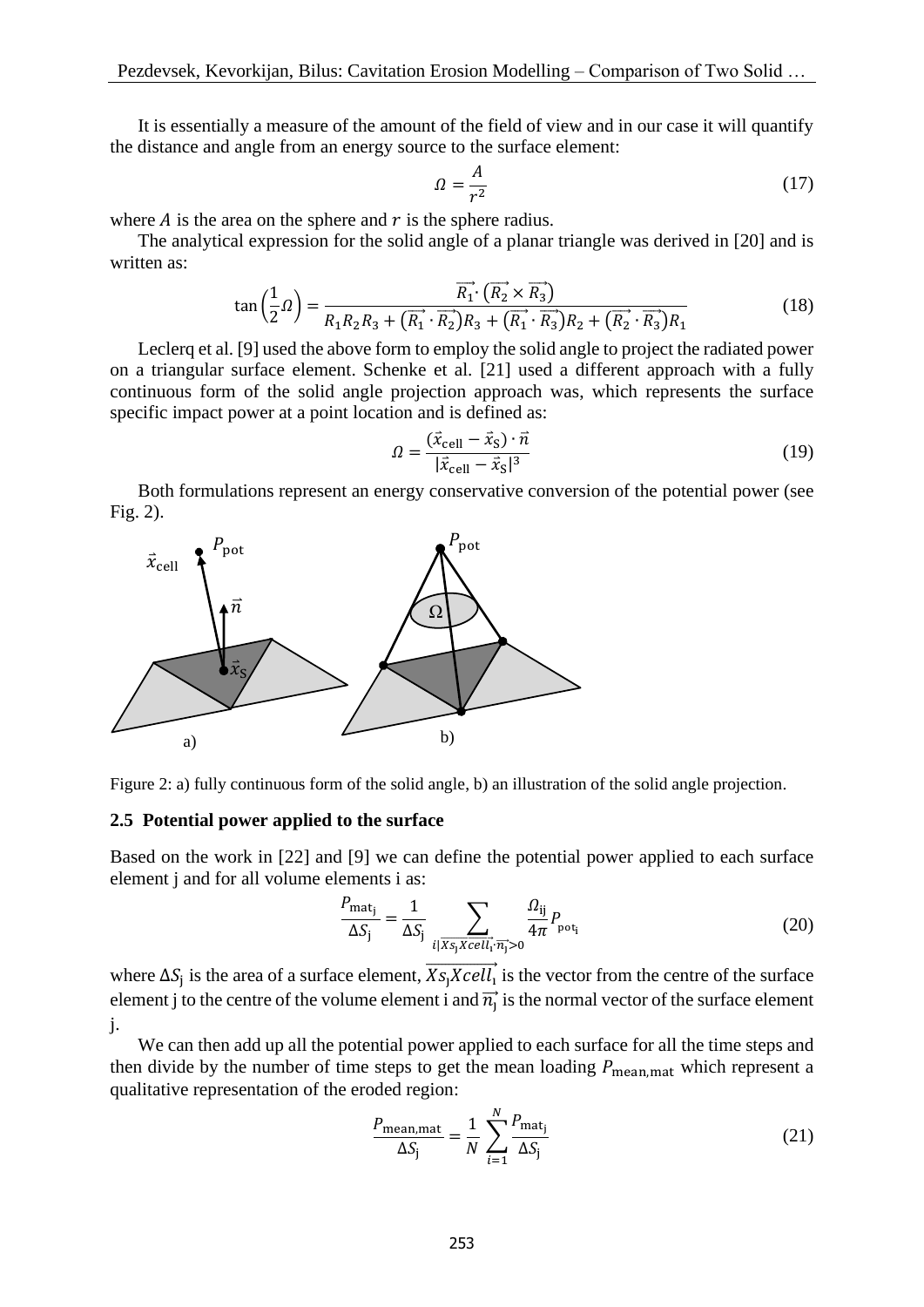It is essentially a measure of the amount of the field of view and in our case it will quantify the distance and angle from an energy source to the surface element:

$$\Omega = \frac{A}{r^2} \tag{17}$$

where $A$ is the area on the sphere and $r$ is the sphere radius.

The analytical expression for the solid angle of a planar triangle was derived in [20] and is written as:

$$\tan\left(\frac{1}{2}\Omega\right) = \frac{\overrightarrow{R_1} \cdot \left(\overrightarrow{R_2} \times \overrightarrow{R_3}\right)}{R_1 R_2 R_3 + \left(\overrightarrow{R_1} \cdot \overrightarrow{R_2}\right) R_3 + \left(\overrightarrow{R_1} \cdot \overrightarrow{R_3}\right) R_2 + \left(\overrightarrow{R_2} \cdot \overrightarrow{R_3}\right) R_1} \tag{18}$$

Leclerq et al. [9] used the above form to employ the solid angle to project the radiated power on a triangular surface element. Schenke et al. [21] used a different approach with a fully continuous form of the solid angle projection approach was, which represents the surface specific impact power at a point location and is defined as:

$$\Omega = \frac{(\vec{x}_{\text{cell}} - \vec{x}_{\text{S}}) \cdot \vec{n}}{|\vec{x}_{\text{cell}} - \vec{x}_{\text{S}}|^3} \tag{19}$$

Both formulations represent an energy conservative conversion of the potential power (see Fig. 2).

Figure 2: a) fully continuous form of the solid angle, b) an illustration of the solid angle projection.

### 2.5 Potential power applied to the surface

Based on the work in [22] and [9] we can define the potential power applied to each surface element j and for all volume elements i as:

$$\frac{P_{\text{mat}_\text{j}}}{\Delta S_\text{j}} = \frac{1}{\Delta S_\text{j}} \sum_{i|\overrightarrow{Xs_\text{j}Xcell_\text{i}} \cdot \overrightarrow{n_\text{j}} > 0} \frac{\Omega_{\text{ij}}}{4\pi} P_{\text{pot}_\text{i}} \tag{20}$$

where $\Delta S_\text{j}$ is the area of a surface element, $\overrightarrow{Xs_\text{j}Xcell_\text{i}}$ is the vector from the centre of the surface element j to the centre of the volume element i and $\overrightarrow{n_\text{j}}$ is the normal vector of the surface element j.

We can then add up all the potential power applied to each surface for all the time steps and then divide by the number of time steps to get the mean loading $P_{\text{mean,mat}}$ which represent a qualitative representation of the eroded region:

$$\frac{P_{\text{mean,mat}}}{\Delta S_\text{j}} = \frac{1}{N} \sum_{i=1}^{N} \frac{P_{\text{mat}_\text{j}}}{\Delta S_\text{j}} \tag{21}$$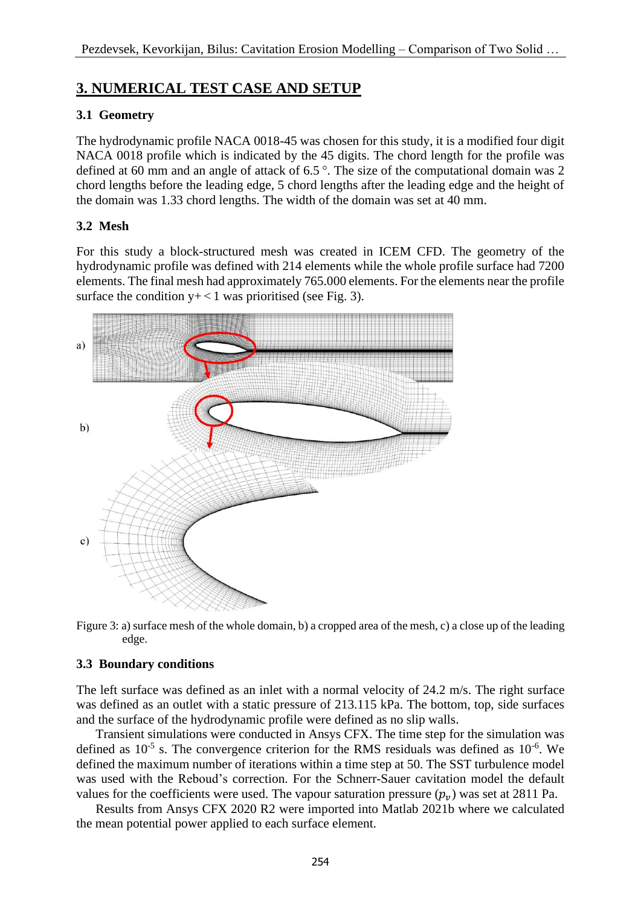## 3. NUMERICAL TEST CASE AND SETUP

### 3.1 Geometry

The hydrodynamic profile NACA 0018-45 was chosen for this study, it is a modified four digit NACA 0018 profile which is indicated by the 45 digits. The chord length for the profile was defined at 60 mm and an angle of attack of 6.5 °. The size of the computational domain was 2 chord lengths before the leading edge, 5 chord lengths after the leading edge and the height of the domain was 1.33 chord lengths. The width of the domain was set at 40 mm.

### 3.2 Mesh

For this study a block-structured mesh was created in ICEM CFD. The geometry of the hydrodynamic profile was defined with 214 elements while the whole profile surface had 7200 elements. The final mesh had approximately 765.000 elements. For the elements near the profile surface the condition y+ < 1 was prioritised (see Fig. 3).

Figure 3: a) surface mesh of the whole domain, b) a cropped area of the mesh, c) a close up of the leading edge.

### 3.3 Boundary conditions

The left surface was defined as an inlet with a normal velocity of 24.2 m/s. The right surface was defined as an outlet with a static pressure of 213.115 kPa. The bottom, top, side surfaces and the surface of the hydrodynamic profile were defined as no slip walls.

Transient simulations were conducted in Ansys CFX. The time step for the simulation was defined as $10^{-5}$ s. The convergence criterion for the RMS residuals was defined as $10^{-6}$. We defined the maximum number of iterations within a time step at 50. The SST turbulence model was used with the Reboud's correction. For the Schnerr-Sauer cavitation model the default values for the coefficients were used. The vapour saturation pressure ($p_v$) was set at 2811 Pa.

Results from Ansys CFX 2020 R2 were imported into Matlab 2021b where we calculated the mean potential power applied to each surface element.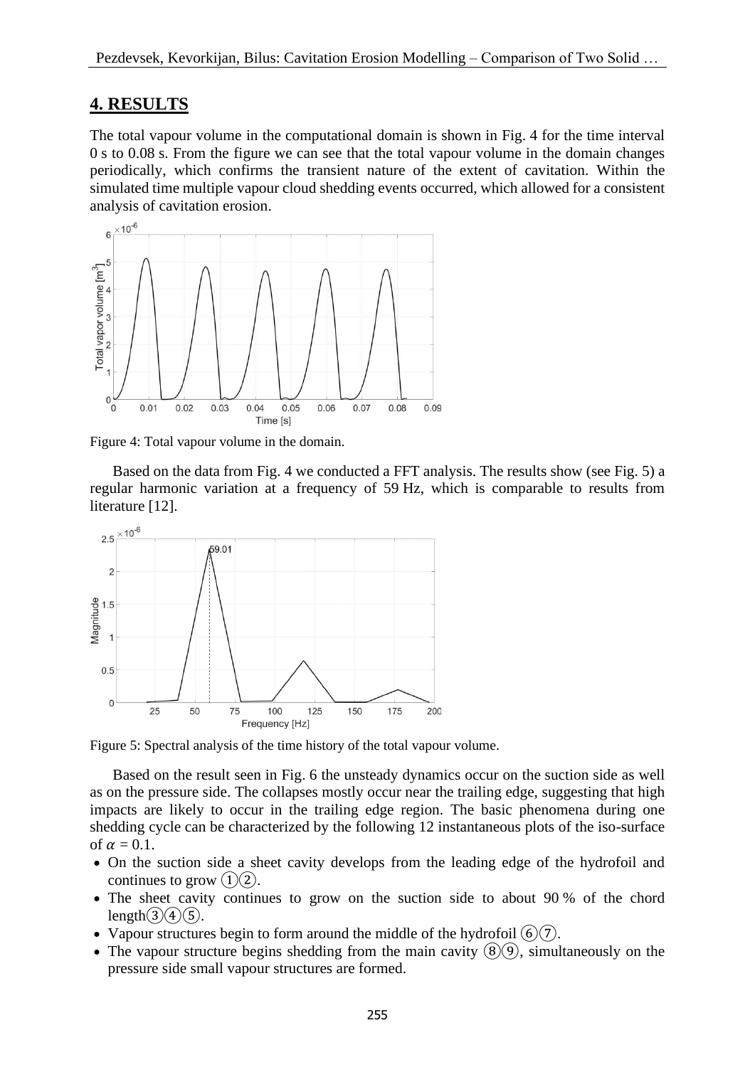## 4. RESULTS

The total vapour volume in the computational domain is shown in Fig. 4 for the time interval 0 s to 0.08 s. From the figure we can see that the total vapour volume in the domain changes periodically, which confirms the transient nature of the extent of cavitation. Within the simulated time multiple vapour cloud shedding events occurred, which allowed for a consistent analysis of cavitation erosion.

Figure 4: Total vapour volume in the domain.

Based on the data from Fig. 4 we conducted a FFT analysis. The results show (see Fig. 5) a regular harmonic variation at a frequency of 59 Hz, which is comparable to results from literature [12].

Figure 5: Spectral analysis of the time history of the total vapour volume.

Based on the result seen in Fig. 6 the unsteady dynamics occur on the suction side as well as on the pressure side. The collapses mostly occur near the trailing edge, suggesting that high impacts are likely to occur in the trailing edge region. The basic phenomena during one shedding cycle can be characterized by the following 12 instantaneous plots of the iso-surface of $\alpha = 0.1$.

- On the suction side a sheet cavity develops from the leading edge of the hydrofoil and continues to grow ①②.
- The sheet cavity continues to grow on the suction side to about 90 % of the chord length③④⑤.
- Vapour structures begin to form around the middle of the hydrofoil ⑥⑦.
- The vapour structure begins shedding from the main cavity ⑧⑨, simultaneously on the pressure side small vapour structures are formed.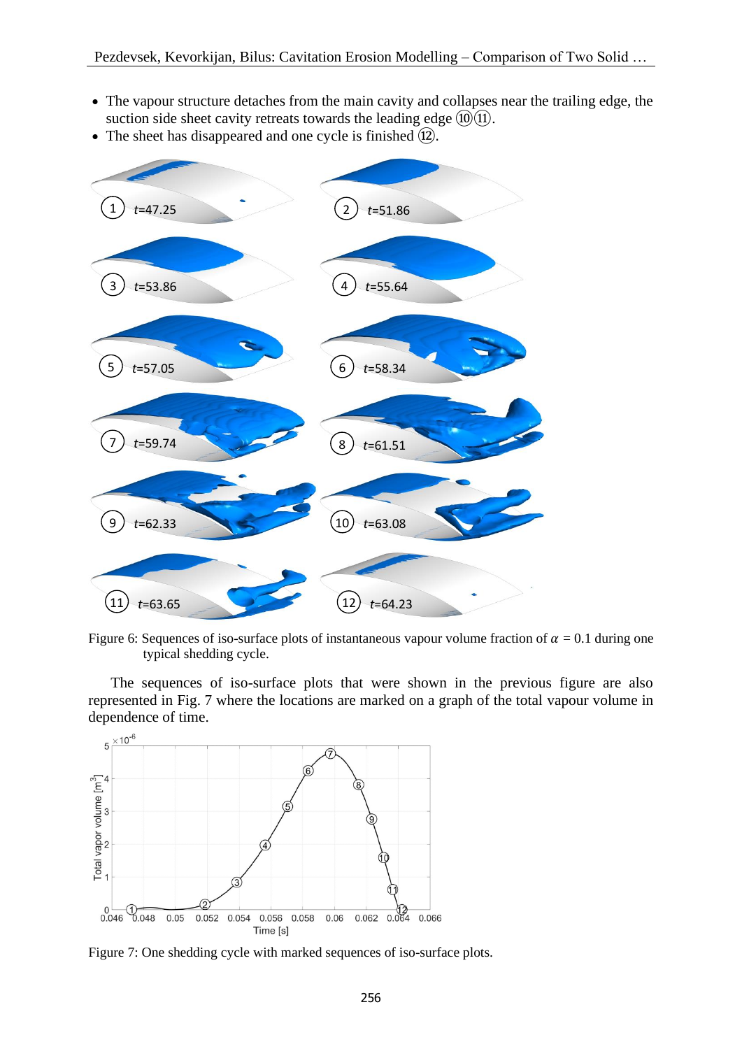- The vapour structure detaches from the main cavity and collapses near the trailing edge, the suction side sheet cavity retreats towards the leading edge ⑩⑪.
- The sheet has disappeared and one cycle is finished ⑫.

Figure 6: Sequences of iso-surface plots of instantaneous vapour volume fraction of $\alpha$ = 0.1 during one typical shedding cycle.

The sequences of iso-surface plots that were shown in the previous figure are also represented in Fig. 7 where the locations are marked on a graph of the total vapour volume in dependence of time.

Figure 7: One shedding cycle with marked sequences of iso-surface plots.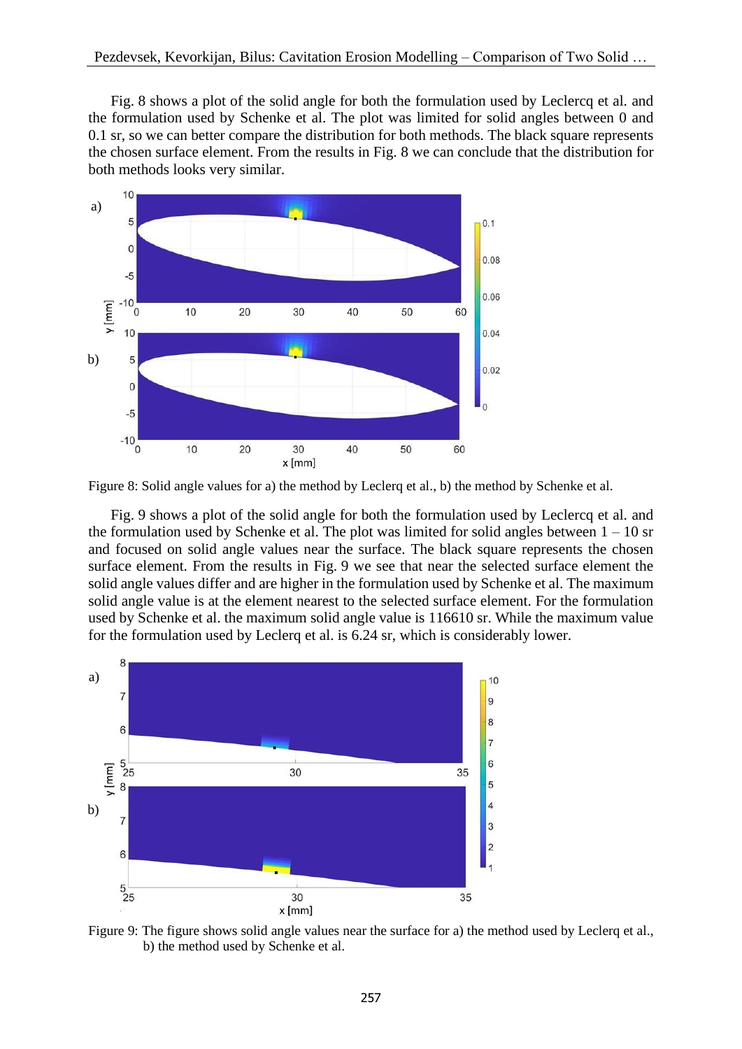Fig. 8 shows a plot of the solid angle for both the formulation used by Leclercq et al. and the formulation used by Schenke et al. The plot was limited for solid angles between 0 and 0.1 sr, so we can better compare the distribution for both methods. The black square represents the chosen surface element. From the results in Fig. 8 we can conclude that the distribution for both methods looks very similar.

Figure 8: Solid angle values for a) the method by Leclerq et al., b) the method by Schenke et al.

Fig. 9 shows a plot of the solid angle for both the formulation used by Leclercq et al. and the formulation used by Schenke et al. The plot was limited for solid angles between 1 – 10 sr and focused on solid angle values near the surface. The black square represents the chosen surface element. From the results in Fig. 9 we see that near the selected surface element the solid angle values differ and are higher in the formulation used by Schenke et al. The maximum solid angle value is at the element nearest to the selected surface element. For the formulation used by Schenke et al. the maximum solid angle value is 116610 sr. While the maximum value for the formulation used by Leclerq et al. is 6.24 sr, which is considerably lower.

Figure 9: The figure shows solid angle values near the surface for a) the method used by Leclerq et al., b) the method used by Schenke et al.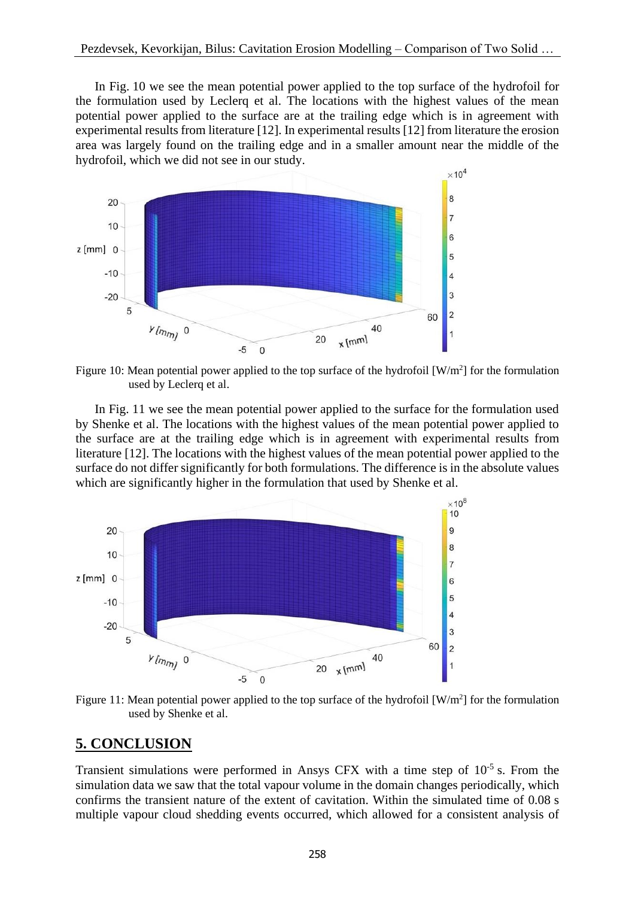In Fig. 10 we see the mean potential power applied to the top surface of the hydrofoil for the formulation used by Leclerq et al. The locations with the highest values of the mean potential power applied to the surface are at the trailing edge which is in agreement with experimental results from literature [12]. In experimental results [12] from literature the erosion area was largely found on the trailing edge and in a smaller amount near the middle of the hydrofoil, which we did not see in our study.

Figure 10: Mean potential power applied to the top surface of the hydrofoil [W/m$^2$] for the formulation used by Leclerq et al.

In Fig. 11 we see the mean potential power applied to the surface for the formulation used by Shenke et al. The locations with the highest values of the mean potential power applied to the surface are at the trailing edge which is in agreement with experimental results from literature [12]. The locations with the highest values of the mean potential power applied to the surface do not differ significantly for both formulations. The difference is in the absolute values which are significantly higher in the formulation that used by Shenke et al.

Figure 11: Mean potential power applied to the top surface of the hydrofoil [W/m$^2$] for the formulation used by Shenke et al.

## 5. CONCLUSION

Transient simulations were performed in Ansys CFX with a time step of $10^{-5}$ s. From the simulation data we saw that the total vapour volume in the domain changes periodically, which confirms the transient nature of the extent of cavitation. Within the simulated time of 0.08 s multiple vapour cloud shedding events occurred, which allowed for a consistent analysis of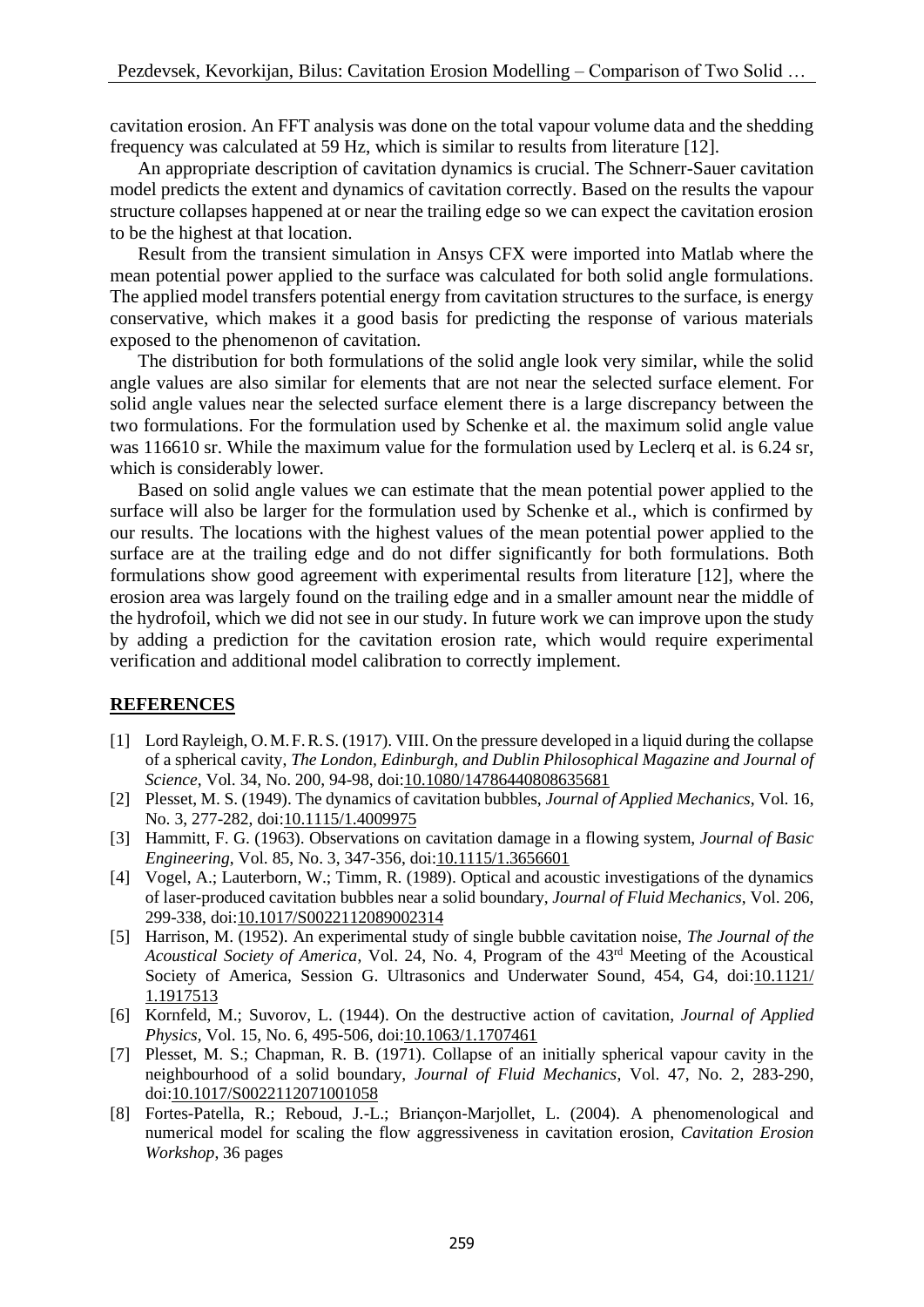cavitation erosion. An FFT analysis was done on the total vapour volume data and the shedding frequency was calculated at 59 Hz, which is similar to results from literature [12].

An appropriate description of cavitation dynamics is crucial. The Schnerr-Sauer cavitation model predicts the extent and dynamics of cavitation correctly. Based on the results the vapour structure collapses happened at or near the trailing edge so we can expect the cavitation erosion to be the highest at that location.

Result from the transient simulation in Ansys CFX were imported into Matlab where the mean potential power applied to the surface was calculated for both solid angle formulations. The applied model transfers potential energy from cavitation structures to the surface, is energy conservative, which makes it a good basis for predicting the response of various materials exposed to the phenomenon of cavitation.

The distribution for both formulations of the solid angle look very similar, while the solid angle values are also similar for elements that are not near the selected surface element. For solid angle values near the selected surface element there is a large discrepancy between the two formulations. For the formulation used by Schenke et al. the maximum solid angle value was 116610 sr. While the maximum value for the formulation used by Leclerq et al. is 6.24 sr, which is considerably lower.

Based on solid angle values we can estimate that the mean potential power applied to the surface will also be larger for the formulation used by Schenke et al., which is confirmed by our results. The locations with the highest values of the mean potential power applied to the surface are at the trailing edge and do not differ significantly for both formulations. Both formulations show good agreement with experimental results from literature [12], where the erosion area was largely found on the trailing edge and in a smaller amount near the middle of the hydrofoil, which we did not see in our study. In future work we can improve upon the study by adding a prediction for the cavitation erosion rate, which would require experimental verification and additional model calibration to correctly implement.

## REFERENCES

[1] Lord Rayleigh, O. M. F. R. S. (1917). VIII. On the pressure developed in a liquid during the collapse of a spherical cavity, *The London, Edinburgh, and Dublin Philosophical Magazine and Journal of Science*, Vol. 34, No. 200, 94-98, doi:10.1080/14786440808635681

[2] Plesset, M. S. (1949). The dynamics of cavitation bubbles, *Journal of Applied Mechanics*, Vol. 16, No. 3, 277-282, doi:10.1115/1.4009975

[3] Hammitt, F. G. (1963). Observations on cavitation damage in a flowing system, *Journal of Basic Engineering*, Vol. 85, No. 3, 347-356, doi:10.1115/1.3656601

[4] Vogel, A.; Lauterborn, W.; Timm, R. (1989). Optical and acoustic investigations of the dynamics of laser-produced cavitation bubbles near a solid boundary, *Journal of Fluid Mechanics*, Vol. 206, 299-338, doi:10.1017/S0022112089002314

[5] Harrison, M. (1952). An experimental study of single bubble cavitation noise, *The Journal of the Acoustical Society of America*, Vol. 24, No. 4, Program of the 43rd Meeting of the Acoustical Society of America, Session G. Ultrasonics and Underwater Sound, 454, G4, doi:10.1121/1.1917513

[6] Kornfeld, M.; Suvorov, L. (1944). On the destructive action of cavitation, *Journal of Applied Physics*, Vol. 15, No. 6, 495-506, doi:10.1063/1.1707461

[7] Plesset, M. S.; Chapman, R. B. (1971). Collapse of an initially spherical vapour cavity in the neighbourhood of a solid boundary, *Journal of Fluid Mechanics*, Vol. 47, No. 2, 283-290, doi:10.1017/S0022112071001058

[8] Fortes-Patella, R.; Reboud, J.-L.; Briançon-Marjollet, L. (2004). A phenomenological and numerical model for scaling the flow aggressiveness in cavitation erosion, *Cavitation Erosion Workshop*, 36 pages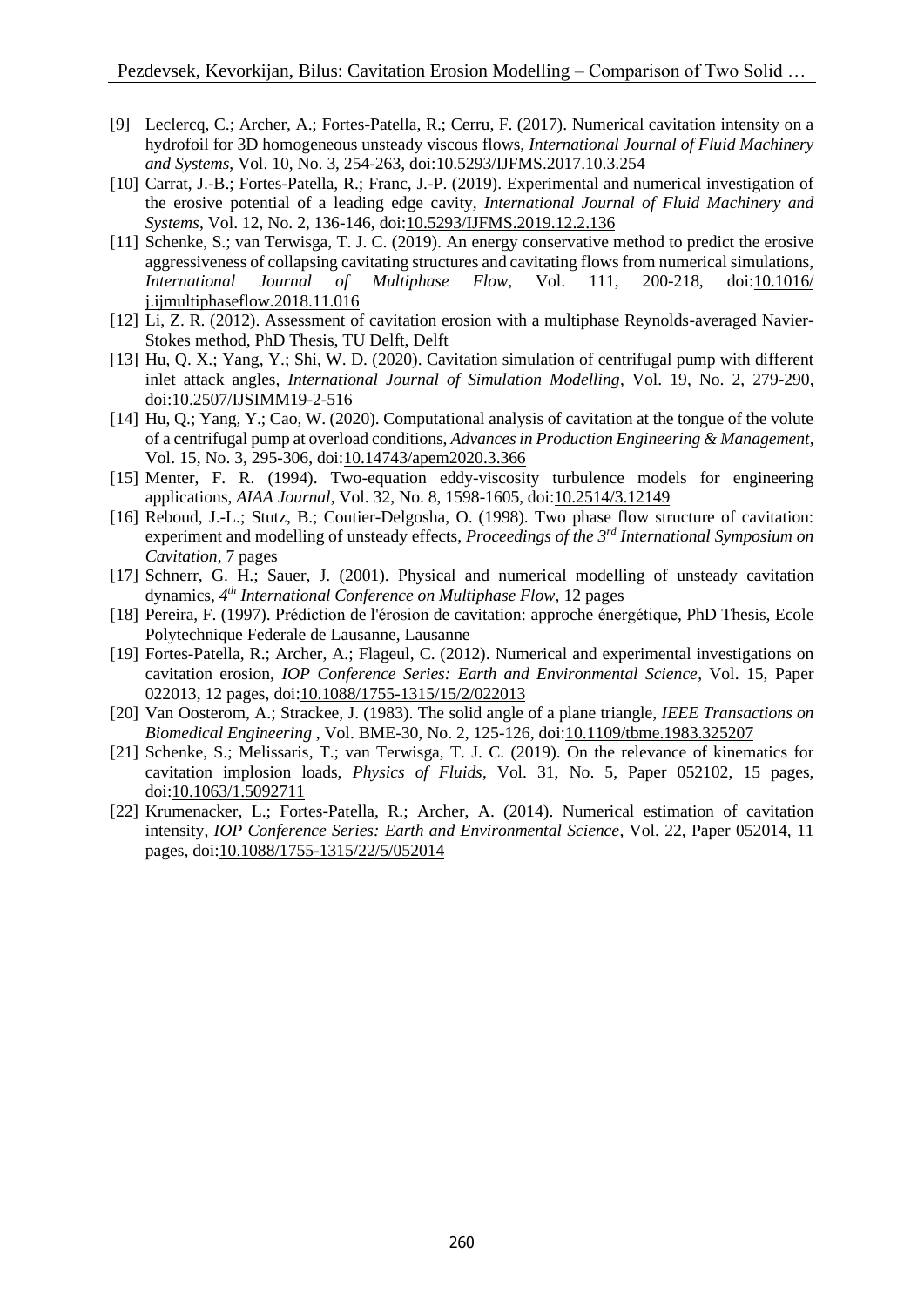[9] Leclercq, C.; Archer, A.; Fortes-Patella, R.; Cerru, F. (2017). Numerical cavitation intensity on a hydrofoil for 3D homogeneous unsteady viscous flows, *International Journal of Fluid Machinery and Systems*, Vol. 10, No. 3, 254-263, doi:10.5293/IJFMS.2017.10.3.254

[10] Carrat, J.-B.; Fortes-Patella, R.; Franc, J.-P. (2019). Experimental and numerical investigation of the erosive potential of a leading edge cavity, *International Journal of Fluid Machinery and Systems*, Vol. 12, No. 2, 136-146, doi:10.5293/IJFMS.2019.12.2.136

[11] Schenke, S.; van Terwisga, T. J. C. (2019). An energy conservative method to predict the erosive aggressiveness of collapsing cavitating structures and cavitating flows from numerical simulations, *International Journal of Multiphase Flow*, Vol. 111, 200-218, doi:10.1016/j.ijmultiphaseflow.2018.11.016

[12] Li, Z. R. (2012). Assessment of cavitation erosion with a multiphase Reynolds-averaged Navier-Stokes method, PhD Thesis, TU Delft, Delft

[13] Hu, Q. X.; Yang, Y.; Shi, W. D. (2020). Cavitation simulation of centrifugal pump with different inlet attack angles, *International Journal of Simulation Modelling*, Vol. 19, No. 2, 279-290, doi:10.2507/IJSIMM19-2-516

[14] Hu, Q.; Yang, Y.; Cao, W. (2020). Computational analysis of cavitation at the tongue of the volute of a centrifugal pump at overload conditions, *Advances in Production Engineering & Management*, Vol. 15, No. 3, 295-306, doi:10.14743/apem2020.3.366

[15] Menter, F. R. (1994). Two-equation eddy-viscosity turbulence models for engineering applications, *AIAA Journal*, Vol. 32, No. 8, 1598-1605, doi:10.2514/3.12149

[16] Reboud, J.-L.; Stutz, B.; Coutier-Delgosha, O. (1998). Two phase flow structure of cavitation: experiment and modelling of unsteady effects, *Proceedings of the 3rd International Symposium on Cavitation*, 7 pages

[17] Schnerr, G. H.; Sauer, J. (2001). Physical and numerical modelling of unsteady cavitation dynamics, *4th International Conference on Multiphase Flow*, 12 pages

[18] Pereira, F. (1997). Prédiction de l'érosion de cavitation: approche énergétique, PhD Thesis, Ecole Polytechnique Federale de Lausanne, Lausanne

[19] Fortes-Patella, R.; Archer, A.; Flageul, C. (2012). Numerical and experimental investigations on cavitation erosion, *IOP Conference Series: Earth and Environmental Science*, Vol. 15, Paper 022013, 12 pages, doi:10.1088/1755-1315/15/2/022013

[20] Van Oosterom, A.; Strackee, J. (1983). The solid angle of a plane triangle, *IEEE Transactions on Biomedical Engineering* , Vol. BME-30, No. 2, 125-126, doi:10.1109/tbme.1983.325207

[21] Schenke, S.; Melissaris, T.; van Terwisga, T. J. C. (2019). On the relevance of kinematics for cavitation implosion loads, *Physics of Fluids*, Vol. 31, No. 5, Paper 052102, 15 pages, doi:10.1063/1.5092711

[22] Krumenacker, L.; Fortes-Patella, R.; Archer, A. (2014). Numerical estimation of cavitation intensity, *IOP Conference Series: Earth and Environmental Science*, Vol. 22, Paper 052014, 11 pages, doi:10.1088/1755-1315/22/5/052014